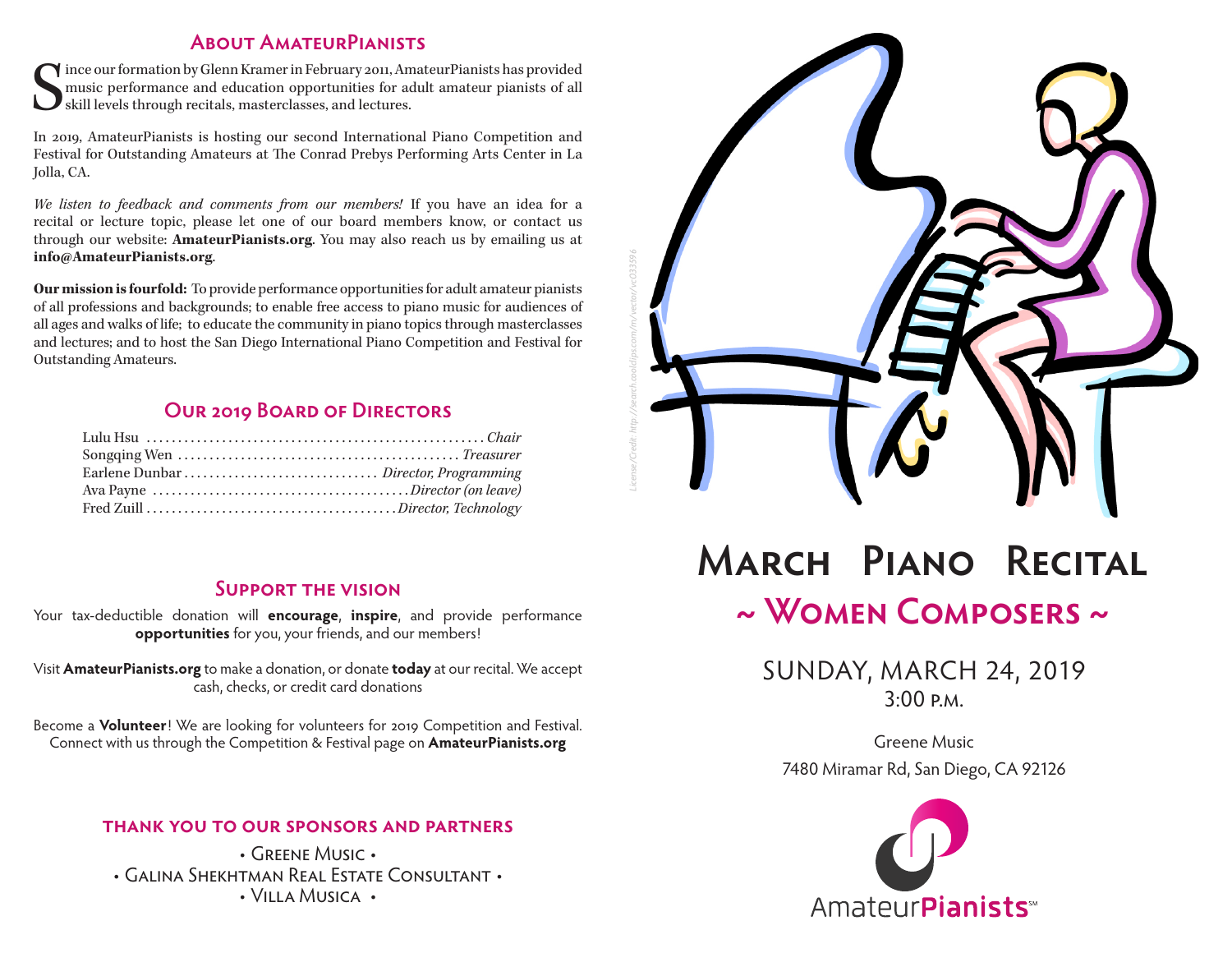## About AmateurPianists

Since our formation by Glenn Kramer in February 2011, AmateurPianists has provided music performance and education opportunities for adult amateur pianists of all skill levels through recitals, masterclasses, and lectures.

In 2019, AmateurPianists is hosting our second International Piano Competition and Festival for Outstanding Amateurs at The Conrad Prebys Performing Arts Center in La Jolla, CA.

*We listen to feedback and comments from our members!* If you have an idea for a recital or lecture topic, please let one of our board members know, or contact us through our website: **AmateurPianists.org**. You may also reach us by emailing us at **info@AmateurPianists.org**.

**Our mission is fourfold:** To provide performance opportunities for adult amateur pianists of all professions and backgrounds; to enable free access to piano music for audiences of all ages and walks of life; to educate the community in piano topics through masterclasses and lectures; and to host the San Diego International Piano Competition and Festival for Outstanding Amateurs.

## Our 2019 Board of Directors

- Lulu Hsu ........ *Chair*
- Songqing Wen ........ *Treasurer*
- Earlene Dunbar ........ *Director, Programming*
- Ava Payne ........ *Director (on leave)*
- Fred Zuill ........ *Director, Technology*

## Support the Vision

Your tax-deductible donation will **encourage**, **inspire**, and provide performance **opportunities** for you, your friends, and our members!

Visit **AmateurPianists.org** to make a donation, or donate **today** at our recital. We accept cash, checks, or credit card donations

Become a **Volunteer**! We are looking for volunteers for 2019 Competition and Festival. Connect with us through the Competition & Festival page on **AmateurPianists.org**

## Thank you to our sponsors and partners

• Greene Music •
• Galina Shekhtman Real Estate Consultant •
• Villa Musica •

*License/Credit: http://search.coolclips.com/m/vector/vc033596*

# March Piano Recital

## ~ Women Composers ~

SUNDAY, MARCH 24, 2019
3:00 P.M.

Greene Music
7480 Miramar Rd, San Diego, CA 92126

AmateurPianists℠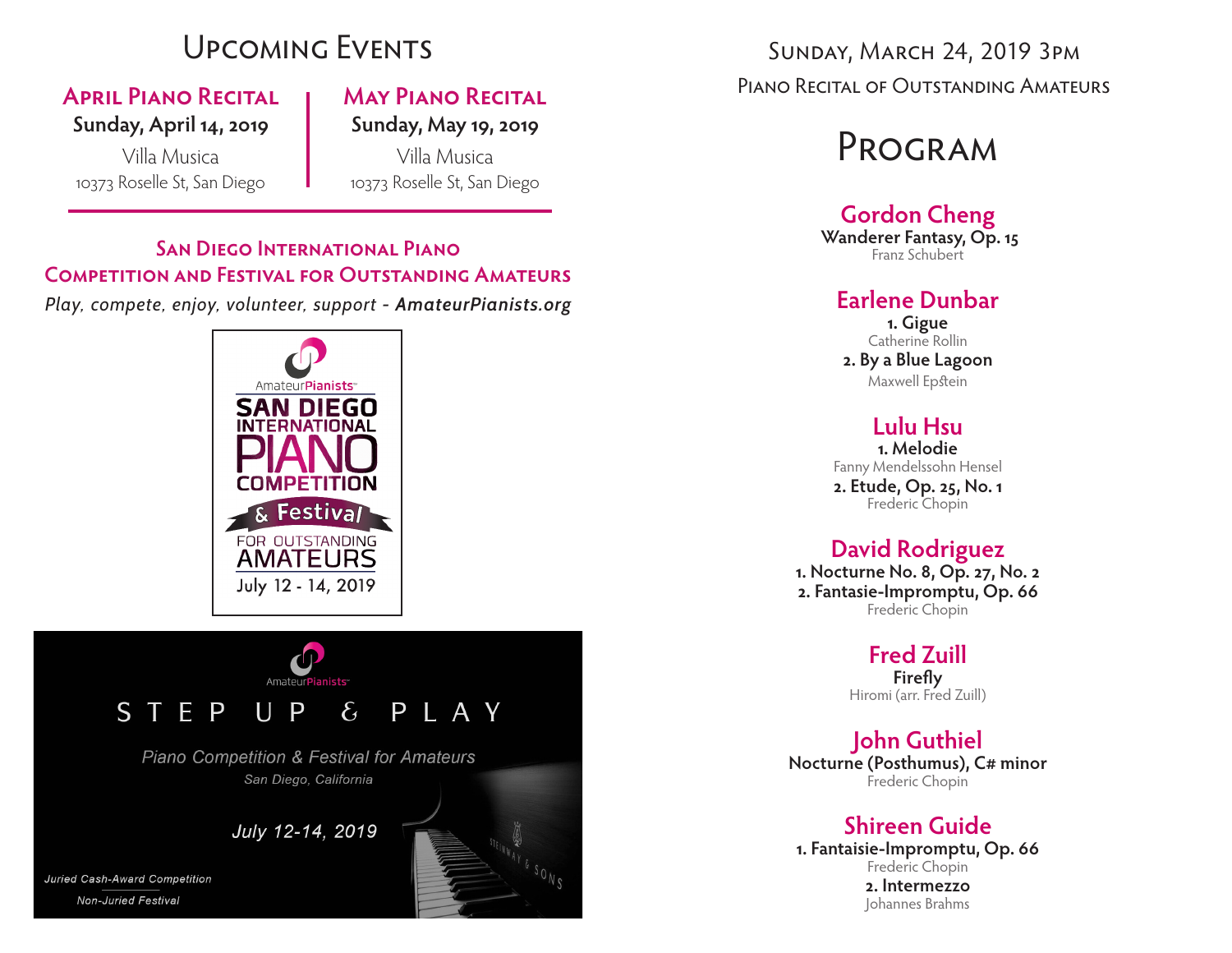# Upcoming Events

### April Piano Recital

**Sunday, April 14, 2019**

Villa Musica

10373 Roselle St, San Diego

### May Piano Recital

**Sunday, May 19, 2019**

Villa Musica

10373 Roselle St, San Diego

### San Diego International Piano Competition and Festival for Outstanding Amateurs

*Play, compete, enjoy, volunteer, support - **AmateurPianists.org***

AmateurPianists

SAN DIEGO INTERNATIONAL PIANO COMPETITION & Festival FOR OUTSTANDING AMATEURS

July 12 - 14, 2019

AmateurPianists

STEP UP & PLAY

*Piano Competition & Festival for Amateurs*

*San Diego, California*

*July 12-14, 2019*

*Juried Cash-Award Competition*

*Non-Juried Festival*

Sunday, March 24, 2019 3pm

Piano Recital of Outstanding Amateurs

# Program

## Gordon Cheng

**Wanderer Fantasy, Op. 15**

Franz Schubert

## Earlene Dunbar

**1. Gigue**

Catherine Rollin

**2. By a Blue Lagoon**

Maxwell Epstein

## Lulu Hsu

**1. Melodie**

Fanny Mendelssohn Hensel

**2. Etude, Op. 25, No. 1**

Frederic Chopin

## David Rodriguez

**1. Nocturne No. 8, Op. 27, No. 2**

**2. Fantasie-Impromptu, Op. 66**

Frederic Chopin

## Fred Zuill

**Firefly**

Hiromi (arr. Fred Zuill)

## John Guthiel

**Nocturne (Posthumus), C# minor**

Frederic Chopin

## Shireen Guide

**1. Fantaisie-Impromptu, Op. 66**

Frederic Chopin

**2. Intermezzo**

Johannes Brahms